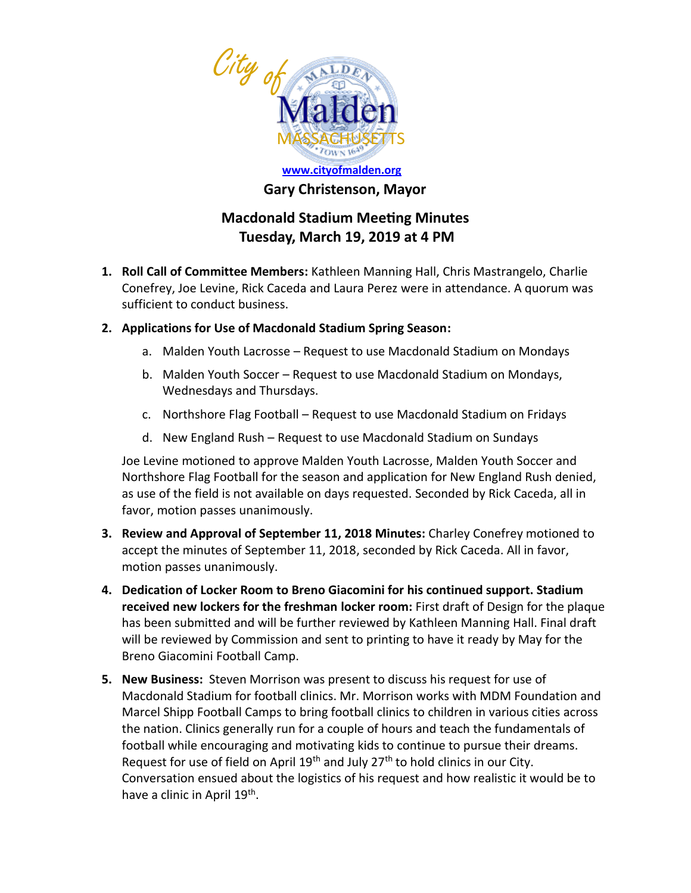City of Malden
MASSACHUSETTS

www.cityofmalden.org

**Gary Christenson, Mayor**

# Macdonald Stadium Meeting Minutes
## Tuesday, March 19, 2019 at 4 PM

1. **Roll Call of Committee Members:** Kathleen Manning Hall, Chris Mastrangelo, Charlie Conefrey, Joe Levine, Rick Caceda and Laura Perez were in attendance. A quorum was sufficient to conduct business.

2. **Applications for Use of Macdonald Stadium Spring Season:**

   a. Malden Youth Lacrosse – Request to use Macdonald Stadium on Mondays

   b. Malden Youth Soccer – Request to use Macdonald Stadium on Mondays, Wednesdays and Thursdays.

   c. Northshore Flag Football – Request to use Macdonald Stadium on Fridays

   d. New England Rush – Request to use Macdonald Stadium on Sundays

   Joe Levine motioned to approve Malden Youth Lacrosse, Malden Youth Soccer and Northshore Flag Football for the season and application for New England Rush denied, as use of the field is not available on days requested. Seconded by Rick Caceda, all in favor, motion passes unanimously.

3. **Review and Approval of September 11, 2018 Minutes:** Charley Conefrey motioned to accept the minutes of September 11, 2018, seconded by Rick Caceda. All in favor, motion passes unanimously.

4. **Dedication of Locker Room to Breno Giacomini for his continued support. Stadium received new lockers for the freshman locker room:** First draft of Design for the plaque has been submitted and will be further reviewed by Kathleen Manning Hall. Final draft will be reviewed by Commission and sent to printing to have it ready by May for the Breno Giacomini Football Camp.

5. **New Business:** Steven Morrison was present to discuss his request for use of Macdonald Stadium for football clinics. Mr. Morrison works with MDM Foundation and Marcel Shipp Football Camps to bring football clinics to children in various cities across the nation. Clinics generally run for a couple of hours and teach the fundamentals of football while encouraging and motivating kids to continue to pursue their dreams. Request for use of field on April 19th and July 27th to hold clinics in our City. Conversation ensued about the logistics of his request and how realistic it would be to have a clinic in April 19th.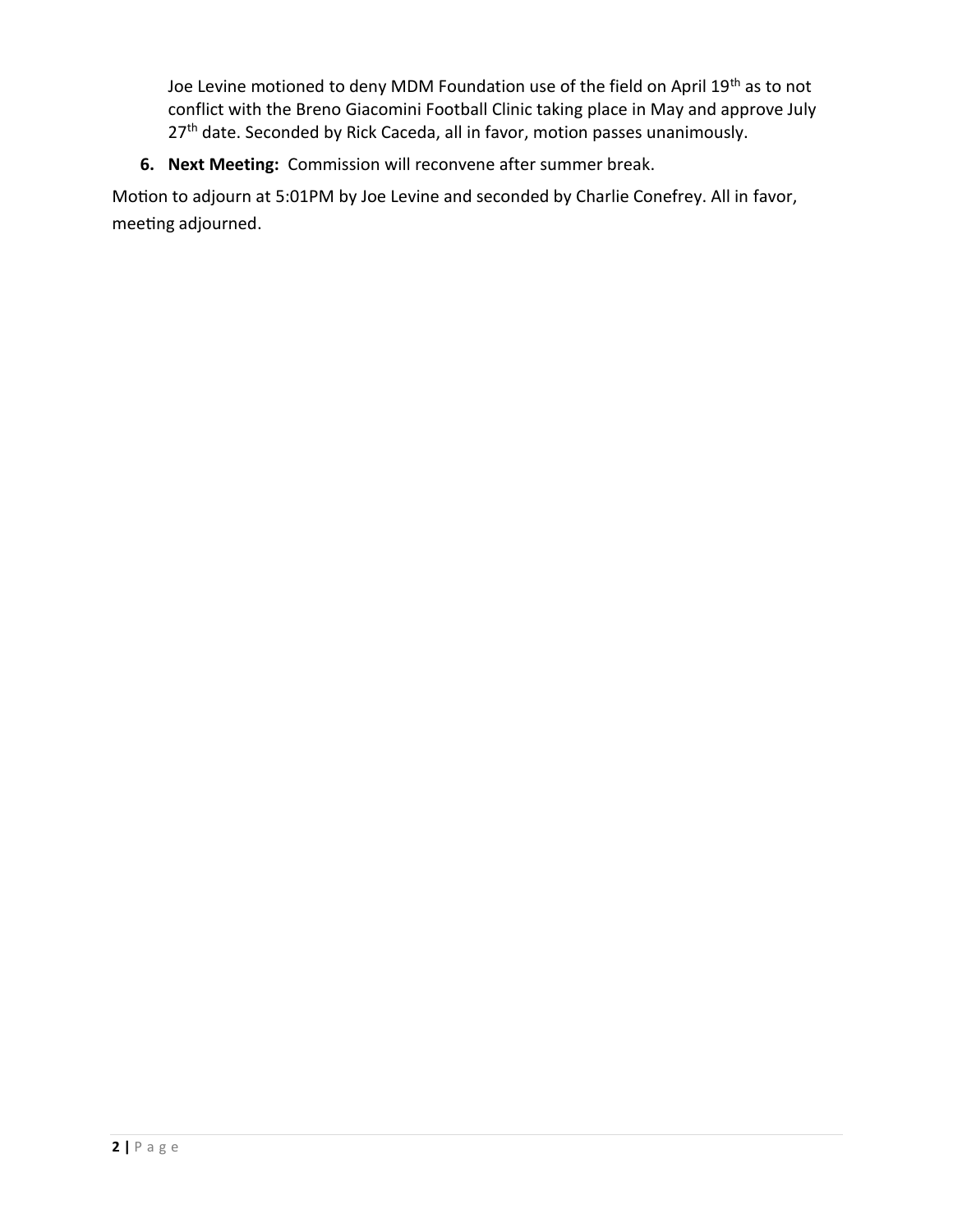Joe Levine motioned to deny MDM Foundation use of the field on April 19th as to not conflict with the Breno Giacomini Football Clinic taking place in May and approve July 27th date. Seconded by Rick Caceda, all in favor, motion passes unanimously.

6. **Next Meeting:** Commission will reconvene after summer break.

Motion to adjourn at 5:01PM by Joe Levine and seconded by Charlie Conefrey. All in favor, meeting adjourned.